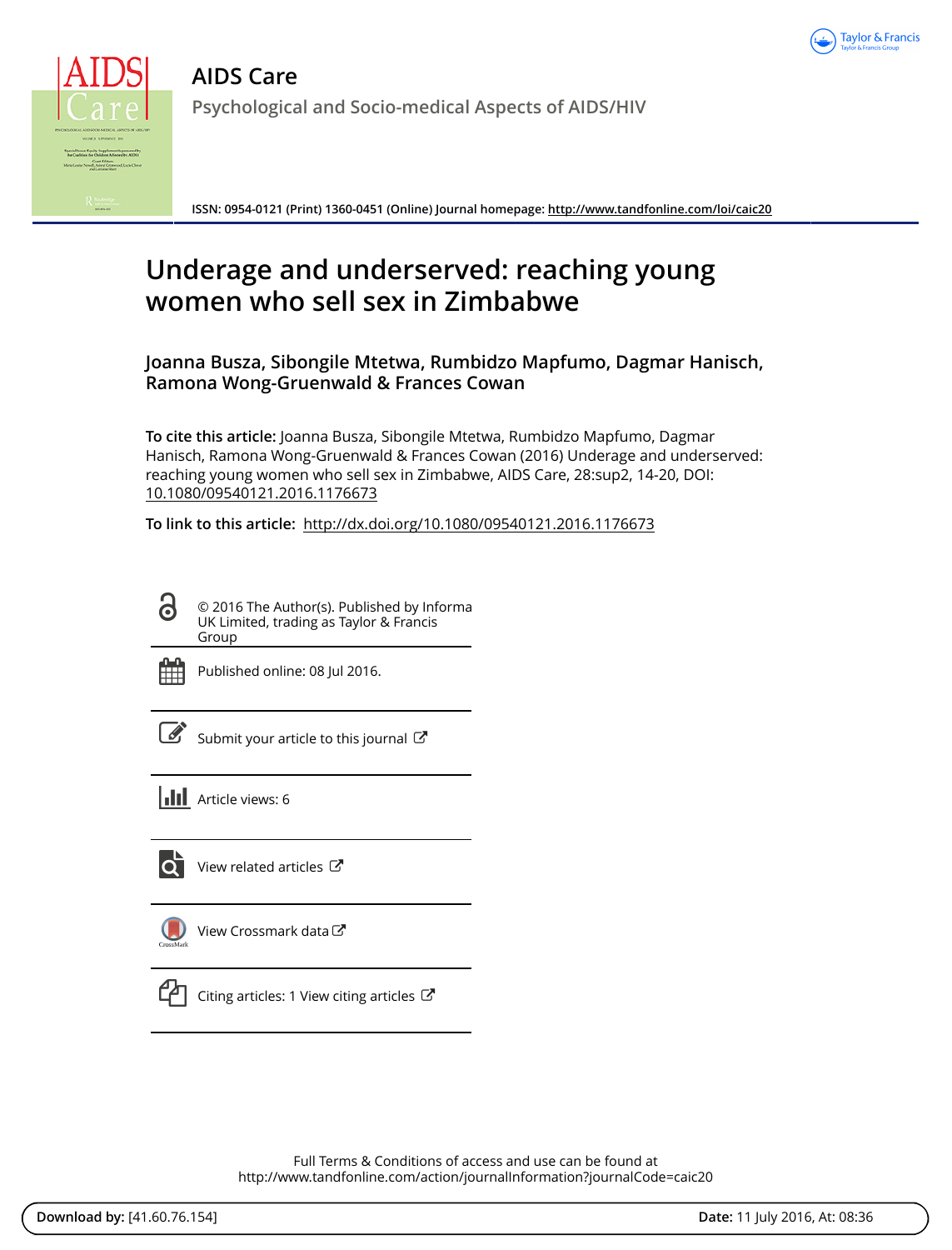# AIDS Care

Psychological and Socio-medical Aspects of AIDS/HIV

ISSN: 0954-0121 (Print) 1360-0451 (Online) Journal homepage: http://www.tandfonline.com/loi/caic20

# Underage and underserved: reaching young women who sell sex in Zimbabwe

**Joanna Busza, Sibongile Mtetwa, Rumbidzo Mapfumo, Dagmar Hanisch, Ramona Wong-Gruenwald & Frances Cowan**

**To cite this article:** Joanna Busza, Sibongile Mtetwa, Rumbidzo Mapfumo, Dagmar Hanisch, Ramona Wong-Gruenwald & Frances Cowan (2016) Underage and underserved: reaching young women who sell sex in Zimbabwe, AIDS Care, 28:sup2, 14-20, DOI: 10.1080/09540121.2016.1176673

**To link to this article:** http://dx.doi.org/10.1080/09540121.2016.1176673

© 2016 The Author(s). Published by Informa UK Limited, trading as Taylor & Francis Group

Published online: 08 Jul 2016.

Submit your article to this journal

Article views: 6

View related articles

View Crossmark data

Citing articles: 1 View citing articles

Full Terms & Conditions of access and use can be found at http://www.tandfonline.com/action/journalInformation?journalCode=caic20

**Download by:** [41.60.76.154] **Date:** 11 July 2016, At: 08:36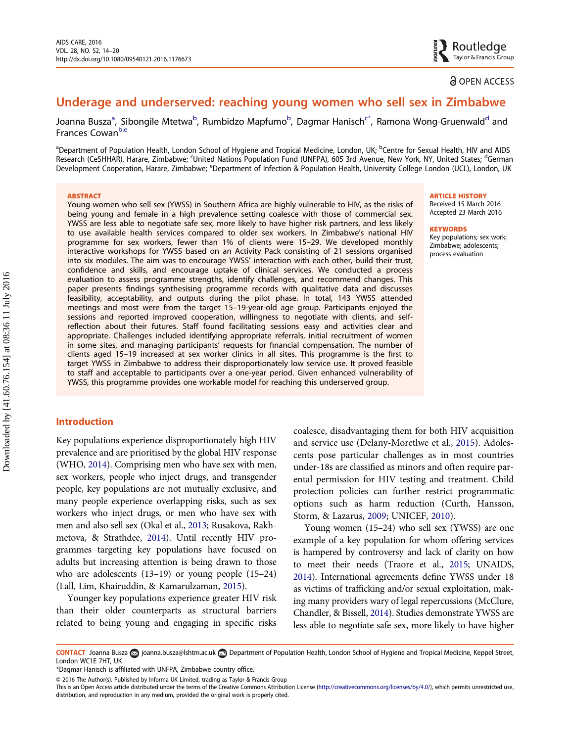# Underage and underserved: reaching young women who sell sex in Zimbabwe

Joanna Busza[a], Sibongile Mtetwa[b], Rumbidzo Mapfumo[b], Dagmar Hanisch[c*], Ramona Wong-Gruenwald[d] and Frances Cowan[b,e]

[a]Department of Population Health, London School of Hygiene and Tropical Medicine, London, UK; [b]Centre for Sexual Health, HIV and AIDS Research (CeSHHAR), Harare, Zimbabwe; [c]United Nations Population Fund (UNFPA), 605 3rd Avenue, New York, NY, United States; [d]German Development Cooperation, Harare, Zimbabwe; [e]Department of Infection & Population Health, University College London (UCL), London, UK

## ABSTRACT

Young women who sell sex (YWSS) in Southern Africa are highly vulnerable to HIV, as the risks of being young and female in a high prevalence setting coalesce with those of commercial sex. YWSS are less able to negotiate safe sex, more likely to have higher risk partners, and less likely to use available health services compared to older sex workers. In Zimbabwe's national HIV programme for sex workers, fewer than 1% of clients were 15–29. We developed monthly interactive workshops for YWSS based on an Activity Pack consisting of 21 sessions organised into six modules. The aim was to encourage YWSS' interaction with each other, build their trust, confidence and skills, and encourage uptake of clinical services. We conducted a process evaluation to assess programme strengths, identify challenges, and recommend changes. This paper presents findings synthesising programme records with qualitative data and discusses feasibility, acceptability, and outputs during the pilot phase. In total, 143 YWSS attended meetings and most were from the target 15–19-year-old age group. Participants enjoyed the sessions and reported improved cooperation, willingness to negotiate with clients, and self-reflection about their futures. Staff found facilitating sessions easy and activities clear and appropriate. Challenges included identifying appropriate referrals, initial recruitment of women in some sites, and managing participants' requests for financial compensation. The number of clients aged 15–19 increased at sex worker clinics in all sites. This programme is the first to target YWSS in Zimbabwe to address their disproportionately low service use. It proved feasible to staff and acceptable to participants over a one-year period. Given enhanced vulnerability of YWSS, this programme provides one workable model for reaching this underserved group.

**ARTICLE HISTORY**
Received 15 March 2016
Accepted 23 March 2016

**KEYWORDS**
Key populations; sex work; Zimbabwe; adolescents; process evaluation

## Introduction

Key populations experience disproportionately high HIV prevalence and are prioritised by the global HIV response (WHO, 2014). Comprising men who have sex with men, sex workers, people who inject drugs, and transgender people, key populations are not mutually exclusive, and many people experience overlapping risks, such as sex workers who inject drugs, or men who have sex with men and also sell sex (Okal et al., 2013; Rusakova, Rakhmetova, & Strathdee, 2014). Until recently HIV programmes targeting key populations have focused on adults but increasing attention is being drawn to those who are adolescents (13–19) or young people (15–24) (Lall, Lim, Khairuddin, & Kamarulzaman, 2015).

Younger key populations experience greater HIV risk than their older counterparts as structural barriers related to being young and engaging in specific risks coalesce, disadvantaging them for both HIV acquisition and service use (Delany-Moretlwe et al., 2015). Adolescents pose particular challenges as in most countries under-18s are classified as minors and often require parental permission for HIV testing and treatment. Child protection policies can further restrict programmatic options such as harm reduction (Curth, Hansson, Storm, & Lazarus, 2009; UNICEF, 2010).

Young women (15–24) who sell sex (YWSS) are one example of a key population for whom offering services is hampered by controversy and lack of clarity on how to meet their needs (Traore et al., 2015; UNAIDS, 2014). International agreements define YWSS under 18 as victims of trafficking and/or sexual exploitation, making many providers wary of legal repercussions (McClure, Chandler, & Bissell, 2014). Studies demonstrate YWSS are less able to negotiate safe sex, more likely to have higher

**CONTACT** Joanna Busza joanna.busza@lshtm.ac.uk Department of Population Health, London School of Hygiene and Tropical Medicine, Keppel Street, London WC1E 7HT, UK

*Dagmar Hanisch is affiliated with UNFPA, Zimbabwe country office.

© 2016 The Author(s). Published by Informa UK Limited, trading as Taylor & Francis Group
This is an Open Access article distributed under the terms of the Creative Commons Attribution License (http://creativecommons.org/licenses/by/4.0/), which permits unrestricted use, distribution, and reproduction in any medium, provided the original work is properly cited.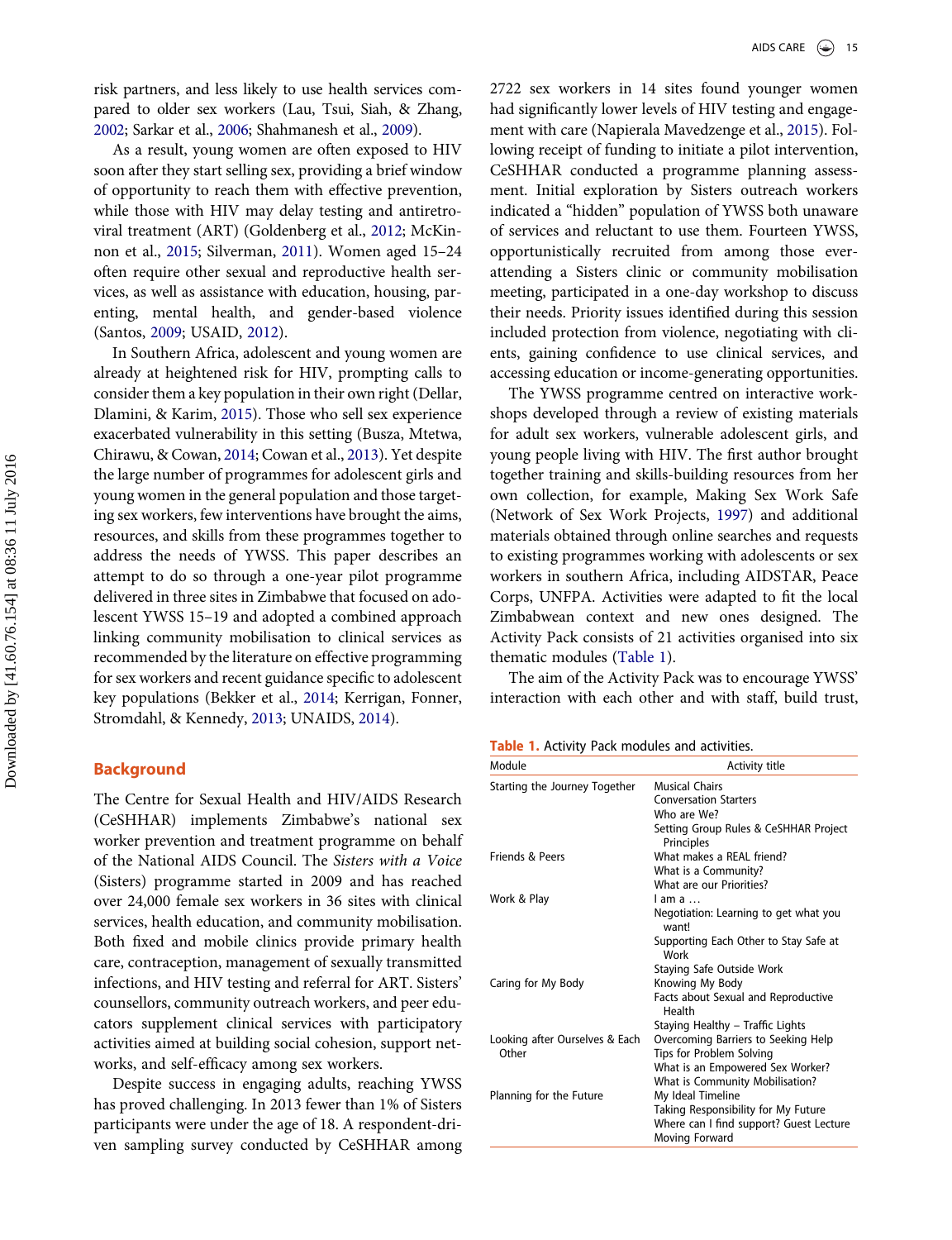risk partners, and less likely to use health services compared to older sex workers (Lau, Tsui, Siah, & Zhang, 2002; Sarkar et al., 2006; Shahmanesh et al., 2009).

As a result, young women are often exposed to HIV soon after they start selling sex, providing a brief window of opportunity to reach them with effective prevention, while those with HIV may delay testing and antiretroviral treatment (ART) (Goldenberg et al., 2012; McKinnon et al., 2015; Silverman, 2011). Women aged 15–24 often require other sexual and reproductive health services, as well as assistance with education, housing, parenting, mental health, and gender-based violence (Santos, 2009; USAID, 2012).

In Southern Africa, adolescent and young women are already at heightened risk for HIV, prompting calls to consider them a key population in their own right (Dellar, Dlamini, & Karim, 2015). Those who sell sex experience exacerbated vulnerability in this setting (Busza, Mtetwa, Chirawu, & Cowan, 2014; Cowan et al., 2013). Yet despite the large number of programmes for adolescent girls and young women in the general population and those targeting sex workers, few interventions have brought the aims, resources, and skills from these programmes together to address the needs of YWSS. This paper describes an attempt to do so through a one-year pilot programme delivered in three sites in Zimbabwe that focused on adolescent YWSS 15–19 and adopted a combined approach linking community mobilisation to clinical services as recommended by the literature on effective programming for sex workers and recent guidance specific to adolescent key populations (Bekker et al., 2014; Kerrigan, Fonner, Stromdahl, & Kennedy, 2013; UNAIDS, 2014).

## Background

The Centre for Sexual Health and HIV/AIDS Research (CeSHHAR) implements Zimbabwe's national sex worker prevention and treatment programme on behalf of the National AIDS Council. The *Sisters with a Voice* (Sisters) programme started in 2009 and has reached over 24,000 female sex workers in 36 sites with clinical services, health education, and community mobilisation. Both fixed and mobile clinics provide primary health care, contraception, management of sexually transmitted infections, and HIV testing and referral for ART. Sisters' counsellors, community outreach workers, and peer educators supplement clinical services with participatory activities aimed at building social cohesion, support networks, and self-efficacy among sex workers.

Despite success in engaging adults, reaching YWSS has proved challenging. In 2013 fewer than 1% of Sisters participants were under the age of 18. A respondent-driven sampling survey conducted by CeSHHAR among 2722 sex workers in 14 sites found younger women had significantly lower levels of HIV testing and engagement with care (Napierala Mavedzenge et al., 2015). Following receipt of funding to initiate a pilot intervention, CeSHHAR conducted a programme planning assessment. Initial exploration by Sisters outreach workers indicated a "hidden" population of YWSS both unaware of services and reluctant to use them. Fourteen YWSS, opportunistically recruited from among those ever-attending a Sisters clinic or community mobilisation meeting, participated in a one-day workshop to discuss their needs. Priority issues identified during this session included protection from violence, negotiating with clients, gaining confidence to use clinical services, and accessing education or income-generating opportunities.

The YWSS programme centred on interactive workshops developed through a review of existing materials for adult sex workers, vulnerable adolescent girls, and young people living with HIV. The first author brought together training and skills-building resources from her own collection, for example, Making Sex Work Safe (Network of Sex Work Projects, 1997) and additional materials obtained through online searches and requests to existing programmes working with adolescents or sex workers in southern Africa, including AIDSTAR, Peace Corps, UNFPA. Activities were adapted to fit the local Zimbabwean context and new ones designed. The Activity Pack consists of 21 activities organised into six thematic modules (Table 1).

The aim of the Activity Pack was to encourage YWSS' interaction with each other and with staff, build trust,

**Table 1.** Activity Pack modules and activities.

| Module | Activity title |
|---|---|
| Starting the Journey Together | Musical Chairs<br>Conversation Starters<br>Who are We?<br>Setting Group Rules & CeSHHAR Project Principles |
| Friends & Peers | What makes a REAL friend?<br>What is a Community?<br>What are our Priorities? |
| Work & Play | I am a …<br>Negotiation: Learning to get what you want!<br>Supporting Each Other to Stay Safe at Work<br>Staying Safe Outside Work |
| Caring for My Body | Knowing My Body<br>Facts about Sexual and Reproductive Health<br>Staying Healthy – Traffic Lights |
| Looking after Ourselves & Each Other | Overcoming Barriers to Seeking Help<br>Tips for Problem Solving<br>What is an Empowered Sex Worker?<br>What is Community Mobilisation? |
| Planning for the Future | My Ideal Timeline<br>Taking Responsibility for My Future<br>Where can I find support? Guest Lecture<br>Moving Forward |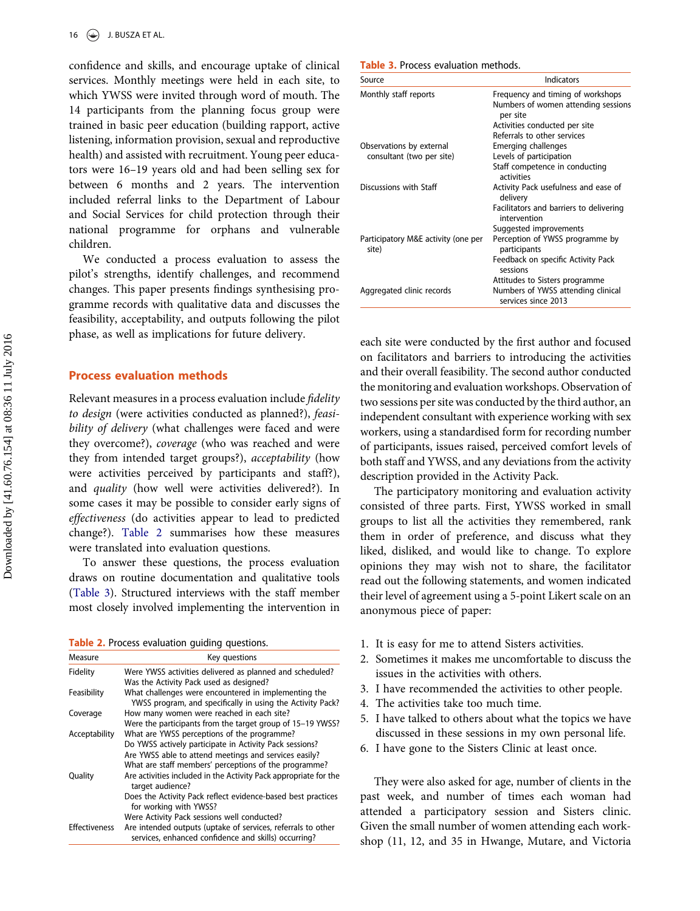confidence and skills, and encourage uptake of clinical services. Monthly meetings were held in each site, to which YWSS were invited through word of mouth. The 14 participants from the planning focus group were trained in basic peer education (building rapport, active listening, information provision, sexual and reproductive health) and assisted with recruitment. Young peer educators were 16–19 years old and had been selling sex for between 6 months and 2 years. The intervention included referral links to the Department of Labour and Social Services for child protection through their national programme for orphans and vulnerable children.

We conducted a process evaluation to assess the pilot's strengths, identify challenges, and recommend changes. This paper presents findings synthesising programme records with qualitative data and discusses the feasibility, acceptability, and outputs following the pilot phase, as well as implications for future delivery.

## Process evaluation methods

Relevant measures in a process evaluation include *fidelity to design* (were activities conducted as planned?), *feasibility of delivery* (what challenges were faced and were they overcome?), *coverage* (who was reached and were they from intended target groups?), *acceptability* (how were activities perceived by participants and staff?), and *quality* (how well were activities delivered?). In some cases it may be possible to consider early signs of *effectiveness* (do activities appear to lead to predicted change?). Table 2 summarises how these measures were translated into evaluation questions.

To answer these questions, the process evaluation draws on routine documentation and qualitative tools (Table 3). Structured interviews with the staff member most closely involved implementing the intervention in each site were conducted by the first author and focused on facilitators and barriers to introducing the activities and their overall feasibility. The second author conducted the monitoring and evaluation workshops. Observation of two sessions per site was conducted by the third author, an independent consultant with experience working with sex workers, using a standardised form for recording number of participants, issues raised, perceived comfort levels of both staff and YWSS, and any deviations from the activity description provided in the Activity Pack.

**Table 2.** Process evaluation guiding questions.

| Measure | Key questions |
|---|---|
| Fidelity | Were YWSS activities delivered as planned and scheduled?<br>Was the Activity Pack used as designed? |
| Feasibility | What challenges were encountered in implementing the YWSS program, and specifically in using the Activity Pack? |
| Coverage | How many women were reached in each site?<br>Were the participants from the target group of 15–19 YWSS? |
| Acceptability | What are YWSS perceptions of the programme?<br>Do YWSS actively participate in Activity Pack sessions?<br>Are YWSS able to attend meetings and services easily?<br>What are staff members' perceptions of the programme? |
| Quality | Are activities included in the Activity Pack appropriate for the target audience?<br>Does the Activity Pack reflect evidence-based best practices for working with YWSS?<br>Were Activity Pack sessions well conducted? |
| Effectiveness | Are intended outputs (uptake of services, referrals to other services, enhanced confidence and skills) occurring? |

**Table 3.** Process evaluation methods.

| Source | Indicators |
|---|---|
| Monthly staff reports | Frequency and timing of workshops<br>Numbers of women attending sessions per site<br>Activities conducted per site<br>Referrals to other services |
| Observations by external consultant (two per site) | Emerging challenges<br>Levels of participation<br>Staff competence in conducting activities |
| Discussions with Staff | Activity Pack usefulness and ease of delivery<br>Facilitators and barriers to delivering intervention<br>Suggested improvements |
| Participatory M&E activity (one per site) | Perception of YWSS programme by participants<br>Feedback on specific Activity Pack sessions<br>Attitudes to Sisters programme |
| Aggregated clinic records | Numbers of YWSS attending clinical services since 2013 |

The participatory monitoring and evaluation activity consisted of three parts. First, YWSS worked in small groups to list all the activities they remembered, rank them in order of preference, and discuss what they liked, disliked, and would like to change. To explore opinions they may wish not to share, the facilitator read out the following statements, and women indicated their level of agreement using a 5-point Likert scale on an anonymous piece of paper:

1. It is easy for me to attend Sisters activities.
2. Sometimes it makes me uncomfortable to discuss the issues in the activities with others.
3. I have recommended the activities to other people.
4. The activities take too much time.
5. I have talked to others about what the topics we have discussed in these sessions in my own personal life.
6. I have gone to the Sisters Clinic at least once.

They were also asked for age, number of clients in the past week, and number of times each woman had attended a participatory session and Sisters clinic. Given the small number of women attending each workshop (11, 12, and 35 in Hwange, Mutare, and Victoria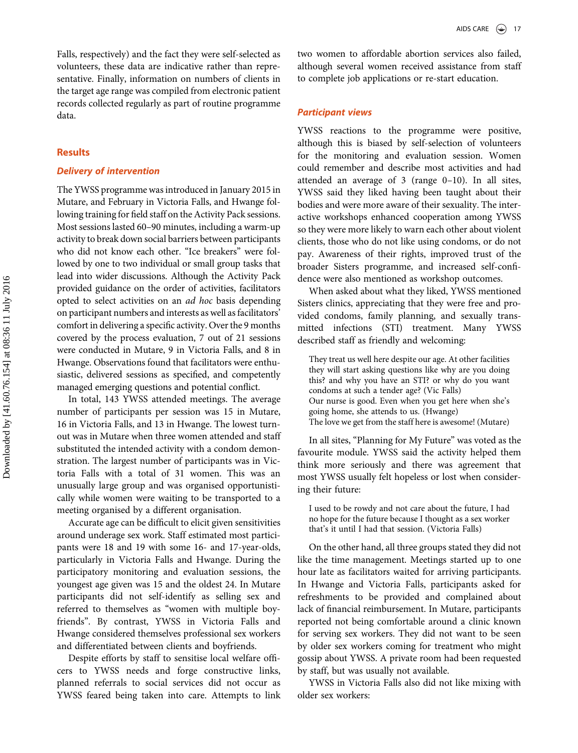Falls, respectively) and the fact they were self-selected as volunteers, these data are indicative rather than representative. Finally, information on numbers of clients in the target age range was compiled from electronic patient records collected regularly as part of routine programme data.

## Results

### Delivery of intervention

The YWSS programme was introduced in January 2015 in Mutare, and February in Victoria Falls, and Hwange following training for field staff on the Activity Pack sessions. Most sessions lasted 60–90 minutes, including a warm-up activity to break down social barriers between participants who did not know each other. "Ice breakers" were followed by one to two individual or small group tasks that lead into wider discussions. Although the Activity Pack provided guidance on the order of activities, facilitators opted to select activities on an *ad hoc* basis depending on participant numbers and interests as well as facilitators' comfort in delivering a specific activity. Over the 9 months covered by the process evaluation, 7 out of 21 sessions were conducted in Mutare, 9 in Victoria Falls, and 8 in Hwange. Observations found that facilitators were enthusiastic, delivered sessions as specified, and competently managed emerging questions and potential conflict.

In total, 143 YWSS attended meetings. The average number of participants per session was 15 in Mutare, 16 in Victoria Falls, and 13 in Hwange. The lowest turnout was in Mutare when three women attended and staff substituted the intended activity with a condom demonstration. The largest number of participants was in Victoria Falls with a total of 31 women. This was an unusually large group and was organised opportunistically while women were waiting to be transported to a meeting organised by a different organisation.

Accurate age can be difficult to elicit given sensitivities around underage sex work. Staff estimated most participants were 18 and 19 with some 16- and 17-year-olds, particularly in Victoria Falls and Hwange. During the participatory monitoring and evaluation sessions, the youngest age given was 15 and the oldest 24. In Mutare participants did not self-identify as selling sex and referred to themselves as "women with multiple boyfriends". By contrast, YWSS in Victoria Falls and Hwange considered themselves professional sex workers and differentiated between clients and boyfriends.

Despite efforts by staff to sensitise local welfare officers to YWSS needs and forge constructive links, planned referrals to social services did not occur as YWSS feared being taken into care. Attempts to link two women to affordable abortion services also failed, although several women received assistance from staff to complete job applications or re-start education.

### Participant views

YWSS reactions to the programme were positive, although this is biased by self-selection of volunteers for the monitoring and evaluation session. Women could remember and describe most activities and had attended an average of 3 (range 0–10). In all sites, YWSS said they liked having been taught about their bodies and were more aware of their sexuality. The interactive workshops enhanced cooperation among YWSS so they were more likely to warn each other about violent clients, those who do not like using condoms, or do not pay. Awareness of their rights, improved trust of the broader Sisters programme, and increased self-confidence were also mentioned as workshop outcomes.

When asked about what they liked, YWSS mentioned Sisters clinics, appreciating that they were free and provided condoms, family planning, and sexually transmitted infections (STI) treatment. Many YWSS described staff as friendly and welcoming:

> They treat us well here despite our age. At other facilities they will start asking questions like why are you doing this? and why you have an STI? or why do you want condoms at such a tender age? (Vic Falls)
> Our nurse is good. Even when you get here when she's going home, she attends to us. (Hwange)
> The love we get from the staff here is awesome! (Mutare)

In all sites, "Planning for My Future" was voted as the favourite module. YWSS said the activity helped them think more seriously and there was agreement that most YWSS usually felt hopeless or lost when considering their future:

> I used to be rowdy and not care about the future, I had no hope for the future because I thought as a sex worker that's it until I had that session. (Victoria Falls)

On the other hand, all three groups stated they did not like the time management. Meetings started up to one hour late as facilitators waited for arriving participants. In Hwange and Victoria Falls, participants asked for refreshments to be provided and complained about lack of financial reimbursement. In Mutare, participants reported not being comfortable around a clinic known for serving sex workers. They did not want to be seen by older sex workers coming for treatment who might gossip about YWSS. A private room had been requested by staff, but was usually not available.

YWSS in Victoria Falls also did not like mixing with older sex workers: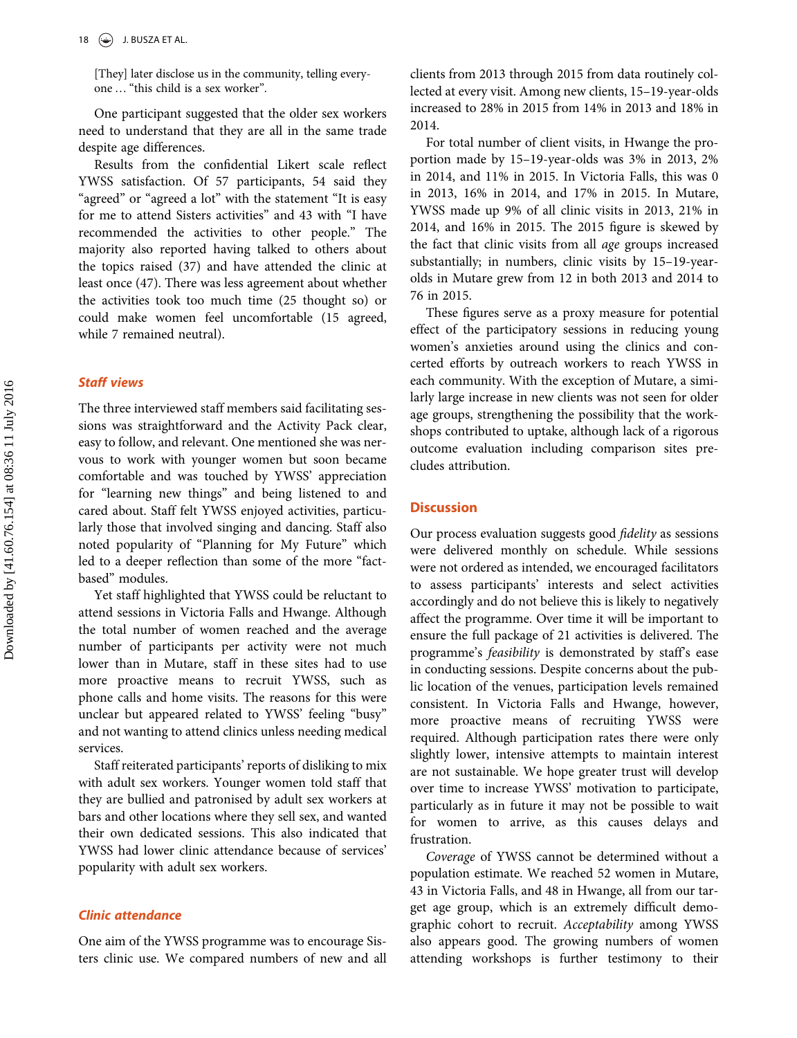[They] later disclose us in the community, telling everyone … "this child is a sex worker".

One participant suggested that the older sex workers need to understand that they are all in the same trade despite age differences.

Results from the confidential Likert scale reflect YWSS satisfaction. Of 57 participants, 54 said they "agreed" or "agreed a lot" with the statement "It is easy for me to attend Sisters activities" and 43 with "I have recommended the activities to other people." The majority also reported having talked to others about the topics raised (37) and have attended the clinic at least once (47). There was less agreement about whether the activities took too much time (25 thought so) or could make women feel uncomfortable (15 agreed, while 7 remained neutral).

### *Staff views*

The three interviewed staff members said facilitating sessions was straightforward and the Activity Pack clear, easy to follow, and relevant. One mentioned she was nervous to work with younger women but soon became comfortable and was touched by YWSS' appreciation for "learning new things" and being listened to and cared about. Staff felt YWSS enjoyed activities, particularly those that involved singing and dancing. Staff also noted popularity of "Planning for My Future" which led to a deeper reflection than some of the more "fact-based" modules.

Yet staff highlighted that YWSS could be reluctant to attend sessions in Victoria Falls and Hwange. Although the total number of women reached and the average number of participants per activity were not much lower than in Mutare, staff in these sites had to use more proactive means to recruit YWSS, such as phone calls and home visits. The reasons for this were unclear but appeared related to YWSS' feeling "busy" and not wanting to attend clinics unless needing medical services.

Staff reiterated participants' reports of disliking to mix with adult sex workers. Younger women told staff that they are bullied and patronised by adult sex workers at bars and other locations where they sell sex, and wanted their own dedicated sessions. This also indicated that YWSS had lower clinic attendance because of services' popularity with adult sex workers.

### *Clinic attendance*

One aim of the YWSS programme was to encourage Sisters clinic use. We compared numbers of new and all clients from 2013 through 2015 from data routinely collected at every visit. Among new clients, 15–19-year-olds increased to 28% in 2015 from 14% in 2013 and 18% in 2014.

For total number of client visits, in Hwange the proportion made by 15–19-year-olds was 3% in 2013, 2% in 2014, and 11% in 2015. In Victoria Falls, this was 0 in 2013, 16% in 2014, and 17% in 2015. In Mutare, YWSS made up 9% of all clinic visits in 2013, 21% in 2014, and 16% in 2015. The 2015 figure is skewed by the fact that clinic visits from all *age* groups increased substantially; in numbers, clinic visits by 15–19-year-olds in Mutare grew from 12 in both 2013 and 2014 to 76 in 2015.

These figures serve as a proxy measure for potential effect of the participatory sessions in reducing young women's anxieties around using the clinics and concerted efforts by outreach workers to reach YWSS in each community. With the exception of Mutare, a similarly large increase in new clients was not seen for older age groups, strengthening the possibility that the workshops contributed to uptake, although lack of a rigorous outcome evaluation including comparison sites precludes attribution.

## Discussion

Our process evaluation suggests good *fidelity* as sessions were delivered monthly on schedule. While sessions were not ordered as intended, we encouraged facilitators to assess participants' interests and select activities accordingly and do not believe this is likely to negatively affect the programme. Over time it will be important to ensure the full package of 21 activities is delivered. The programme's *feasibility* is demonstrated by staff's ease in conducting sessions. Despite concerns about the public location of the venues, participation levels remained consistent. In Victoria Falls and Hwange, however, more proactive means of recruiting YWSS were required. Although participation rates there were only slightly lower, intensive attempts to maintain interest are not sustainable. We hope greater trust will develop over time to increase YWSS' motivation to participate, particularly as in future it may not be possible to wait for women to arrive, as this causes delays and frustration.

*Coverage* of YWSS cannot be determined without a population estimate. We reached 52 women in Mutare, 43 in Victoria Falls, and 48 in Hwange, all from our target age group, which is an extremely difficult demographic cohort to recruit. *Acceptability* among YWSS also appears good. The growing numbers of women attending workshops is further testimony to their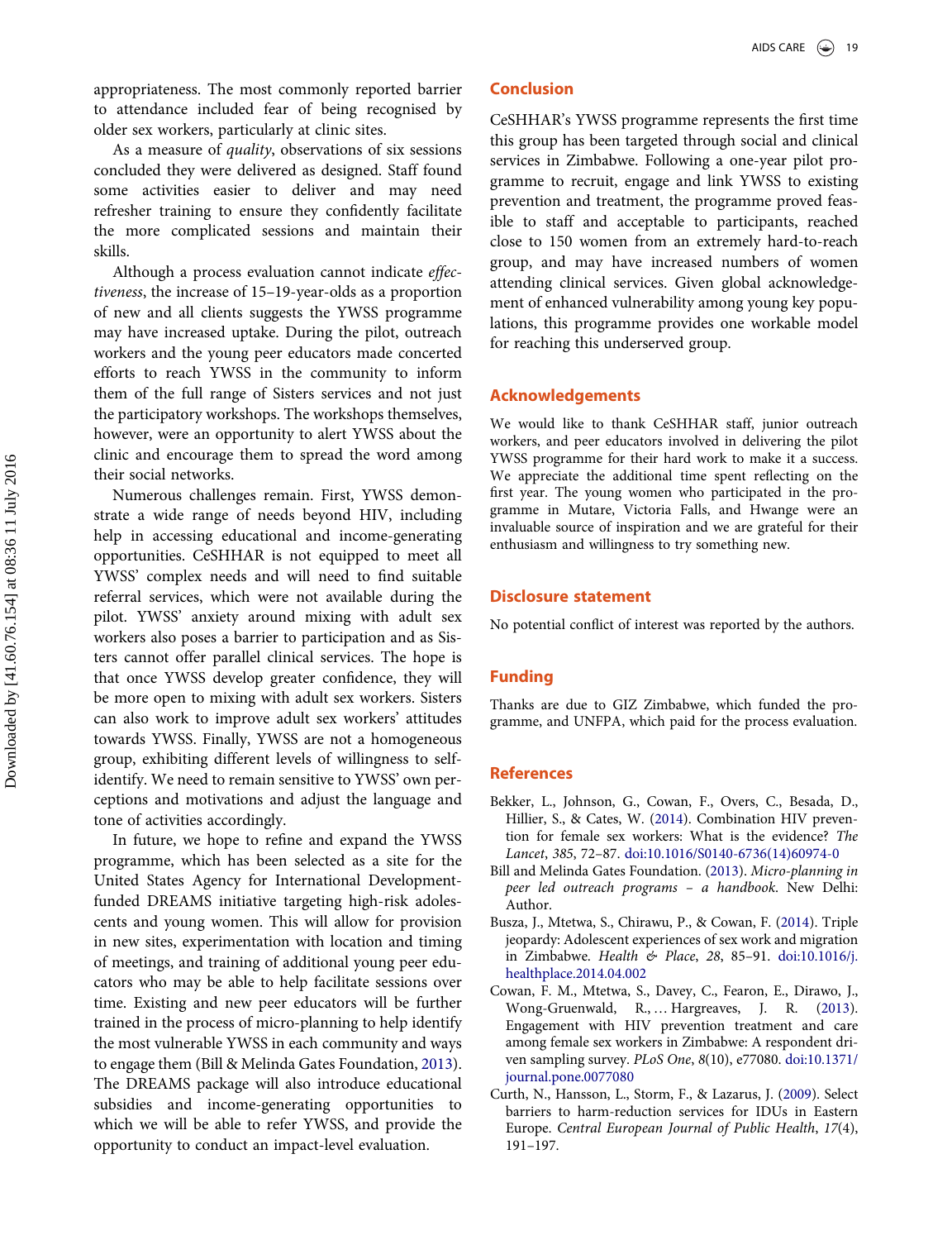appropriateness. The most commonly reported barrier to attendance included fear of being recognised by older sex workers, particularly at clinic sites.

As a measure of *quality*, observations of six sessions concluded they were delivered as designed. Staff found some activities easier to deliver and may need refresher training to ensure they confidently facilitate the more complicated sessions and maintain their skills.

Although a process evaluation cannot indicate *effectiveness*, the increase of 15–19-year-olds as a proportion of new and all clients suggests the YWSS programme may have increased uptake. During the pilot, outreach workers and the young peer educators made concerted efforts to reach YWSS in the community to inform them of the full range of Sisters services and not just the participatory workshops. The workshops themselves, however, were an opportunity to alert YWSS about the clinic and encourage them to spread the word among their social networks.

Numerous challenges remain. First, YWSS demonstrate a wide range of needs beyond HIV, including help in accessing educational and income-generating opportunities. CeSHHAR is not equipped to meet all YWSS' complex needs and will need to find suitable referral services, which were not available during the pilot. YWSS' anxiety around mixing with adult sex workers also poses a barrier to participation and as Sisters cannot offer parallel clinical services. The hope is that once YWSS develop greater confidence, they will be more open to mixing with adult sex workers. Sisters can also work to improve adult sex workers' attitudes towards YWSS. Finally, YWSS are not a homogeneous group, exhibiting different levels of willingness to self-identify. We need to remain sensitive to YWSS' own perceptions and motivations and adjust the language and tone of activities accordingly.

In future, we hope to refine and expand the YWSS programme, which has been selected as a site for the United States Agency for International Development-funded DREAMS initiative targeting high-risk adolescents and young women. This will allow for provision in new sites, experimentation with location and timing of meetings, and training of additional young peer educators who may be able to help facilitate sessions over time. Existing and new peer educators will be further trained in the process of micro-planning to help identify the most vulnerable YWSS in each community and ways to engage them (Bill & Melinda Gates Foundation, 2013). The DREAMS package will also introduce educational subsidies and income-generating opportunities to which we will be able to refer YWSS, and provide the opportunity to conduct an impact-level evaluation.

## Conclusion

CeSHHAR's YWSS programme represents the first time this group has been targeted through social and clinical services in Zimbabwe. Following a one-year pilot programme to recruit, engage and link YWSS to existing prevention and treatment, the programme proved feasible to staff and acceptable to participants, reached close to 150 women from an extremely hard-to-reach group, and may have increased numbers of women attending clinical services. Given global acknowledgement of enhanced vulnerability among young key populations, this programme provides one workable model for reaching this underserved group.

## Acknowledgements

We would like to thank CeSHHAR staff, junior outreach workers, and peer educators involved in delivering the pilot YWSS programme for their hard work to make it a success. We appreciate the additional time spent reflecting on the first year. The young women who participated in the programme in Mutare, Victoria Falls, and Hwange were an invaluable source of inspiration and we are grateful for their enthusiasm and willingness to try something new.

## Disclosure statement

No potential conflict of interest was reported by the authors.

## Funding

Thanks are due to GIZ Zimbabwe, which funded the programme, and UNFPA, which paid for the process evaluation.

## References

Bekker, L., Johnson, G., Cowan, F., Overs, C., Besada, D., Hillier, S., & Cates, W. (2014). Combination HIV prevention for female sex workers: What is the evidence? *The Lancet*, *385*, 72–87. doi:10.1016/S0140-6736(14)60974-0

Bill and Melinda Gates Foundation. (2013). *Micro-planning in peer led outreach programs – a handbook*. New Delhi: Author.

Busza, J., Mtetwa, S., Chirawu, P., & Cowan, F. (2014). Triple jeopardy: Adolescent experiences of sex work and migration in Zimbabwe. *Health & Place*, *28*, 85–91. doi:10.1016/j.healthplace.2014.04.002

Cowan, F. M., Mtetwa, S., Davey, C., Fearon, E., Dirawo, J., Wong-Gruenwald, R., … Hargreaves, J. R. (2013). Engagement with HIV prevention treatment and care among female sex workers in Zimbabwe: A respondent driven sampling survey. *PLoS One*, *8*(10), e77080. doi:10.1371/journal.pone.0077080

Curth, N., Hansson, L., Storm, F., & Lazarus, J. (2009). Select barriers to harm-reduction services for IDUs in Eastern Europe. *Central European Journal of Public Health*, *17*(4), 191–197.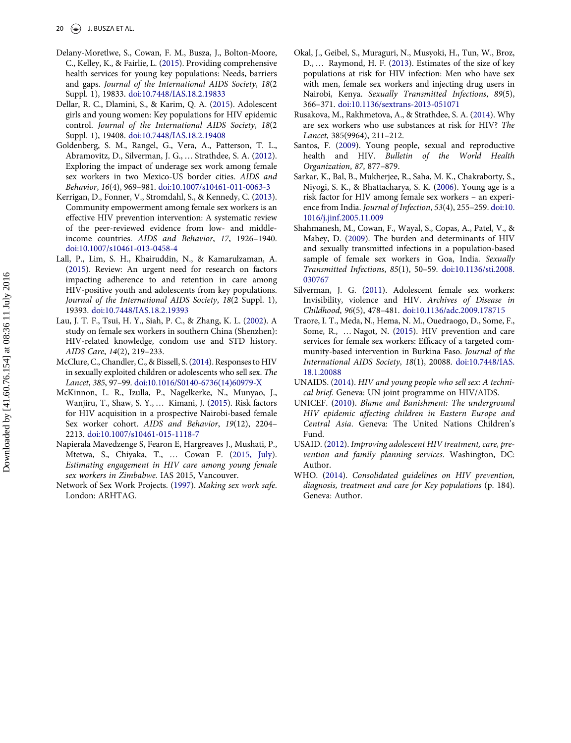Delany-Moretlwe, S., Cowan, F. M., Busza, J., Bolton-Moore, C., Kelley, K., & Fairlie, L. (2015). Providing comprehensive health services for young key populations: Needs, barriers and gaps. *Journal of the International AIDS Society*, *18*(2 Suppl. 1), 19833. doi:10.7448/IAS.18.2.19833

Dellar, R. C., Dlamini, S., & Karim, Q. A. (2015). Adolescent girls and young women: Key populations for HIV epidemic control. *Journal of the International AIDS Society*, *18*(2 Suppl. 1), 19408. doi:10.7448/IAS.18.2.19408

Goldenberg, S. M., Rangel, G., Vera, A., Patterson, T. L., Abramovitz, D., Silverman, J. G., … Strathdee, S. A. (2012). Exploring the impact of underage sex work among female sex workers in two Mexico-US border cities. *AIDS and Behavior*, *16*(4), 969–981. doi:10.1007/s10461-011-0063-3

Kerrigan, D., Fonner, V., Stromdahl, S., & Kennedy, C. (2013). Community empowerment among female sex workers is an effective HIV prevention intervention: A systematic review of the peer-reviewed evidence from low- and middle-income countries. *AIDS and Behavior*, *17*, 1926–1940. doi:10.1007/s10461-013-0458-4

Lall, P., Lim, S. H., Khairuddin, N., & Kamarulzaman, A. (2015). Review: An urgent need for research on factors impacting adherence to and retention in care among HIV-positive youth and adolescents from key populations. *Journal of the International AIDS Society*, *18*(2 Suppl. 1), 19393. doi:10.7448/IAS.18.2.19393

Lau, J. T. F., Tsui, H. Y., Siah, P. C., & Zhang, K. L. (2002). A study on female sex workers in southern China (Shenzhen): HIV-related knowledge, condom use and STD history. *AIDS Care*, *14*(2), 219–233.

McClure, C., Chandler, C., & Bissell, S. (2014). Responses to HIV in sexually exploited children or adolescents who sell sex. *The Lancet*, *385*, 97–99. doi:10.1016/S0140-6736(14)60979-X

McKinnon, L. R., Izulla, P., Nagelkerke, N., Munyao, J., Wanjiru, T., Shaw, S. Y., … Kimani, J. (2015). Risk factors for HIV acquisition in a prospective Nairobi-based female Sex worker cohort. *AIDS and Behavior*, *19*(12), 2204–2213. doi:10.1007/s10461-015-1118-7

Napierala Mavedzenge S, Fearon E, Hargreaves J., Mushati, P., Mtetwa, S., Chiyaka, T., … Cowan F. (2015, July). *Estimating engagement in HIV care among young female sex workers in Zimbabwe*. IAS 2015, Vancouver.

Network of Sex Work Projects. (1997). *Making sex work safe*. London: ARHTAG.

Okal, J., Geibel, S., Muraguri, N., Musyoki, H., Tun, W., Broz, D., … Raymond, H. F. (2013). Estimates of the size of key populations at risk for HIV infection: Men who have sex with men, female sex workers and injecting drug users in Nairobi, Kenya. *Sexually Transmitted Infections*, *89*(5), 366–371. doi:10.1136/sextrans-2013-051071

Rusakova, M., Rakhmetova, A., & Strathdee, S. A. (2014). Why are sex workers who use substances at risk for HIV? *The Lancet*, 385(9964), 211–212.

Santos, F. (2009). Young people, sexual and reproductive health and HIV. *Bulletin of the World Health Organization*, *87*, 877–879.

Sarkar, K., Bal, B., Mukherjee, R., Saha, M. K., Chakraborty, S., Niyogi, S. K., & Bhattacharya, S. K. (2006). Young age is a risk factor for HIV among female sex workers – an experience from India. *Journal of Infection*, *53*(4), 255–259. doi:10.1016/j.jinf.2005.11.009

Shahmanesh, M., Cowan, F., Wayal, S., Copas, A., Patel, V., & Mabey, D. (2009). The burden and determinants of HIV and sexually transmitted infections in a population-based sample of female sex workers in Goa, India. *Sexually Transmitted Infections*, *85*(1), 50–59. doi:10.1136/sti.2008.030767

Silverman, J. G. (2011). Adolescent female sex workers: Invisibility, violence and HIV. *Archives of Disease in Childhood*, *96*(5), 478–481. doi:10.1136/adc.2009.178715

Traore, I. T., Meda, N., Hema, N. M., Ouedraogo, D., Some, F., Some, R., … Nagot, N. (2015). HIV prevention and care services for female sex workers: Efficacy of a targeted community-based intervention in Burkina Faso. *Journal of the International AIDS Society*, *18*(1), 20088. doi:10.7448/IAS.18.1.20088

UNAIDS. (2014). *HIV and young people who sell sex: A technical brief*. Geneva: UN joint programme on HIV/AIDS.

UNICEF. (2010). *Blame and Banishment: The underground HIV epidemic affecting children in Eastern Europe and Central Asia*. Geneva: The United Nations Children's Fund.

USAID. (2012). *Improving adolescent HIV treatment, care, prevention and family planning services*. Washington, DC: Author.

WHO. (2014). *Consolidated guidelines on HIV prevention, diagnosis, treatment and care for Key populations* (p. 184). Geneva: Author.